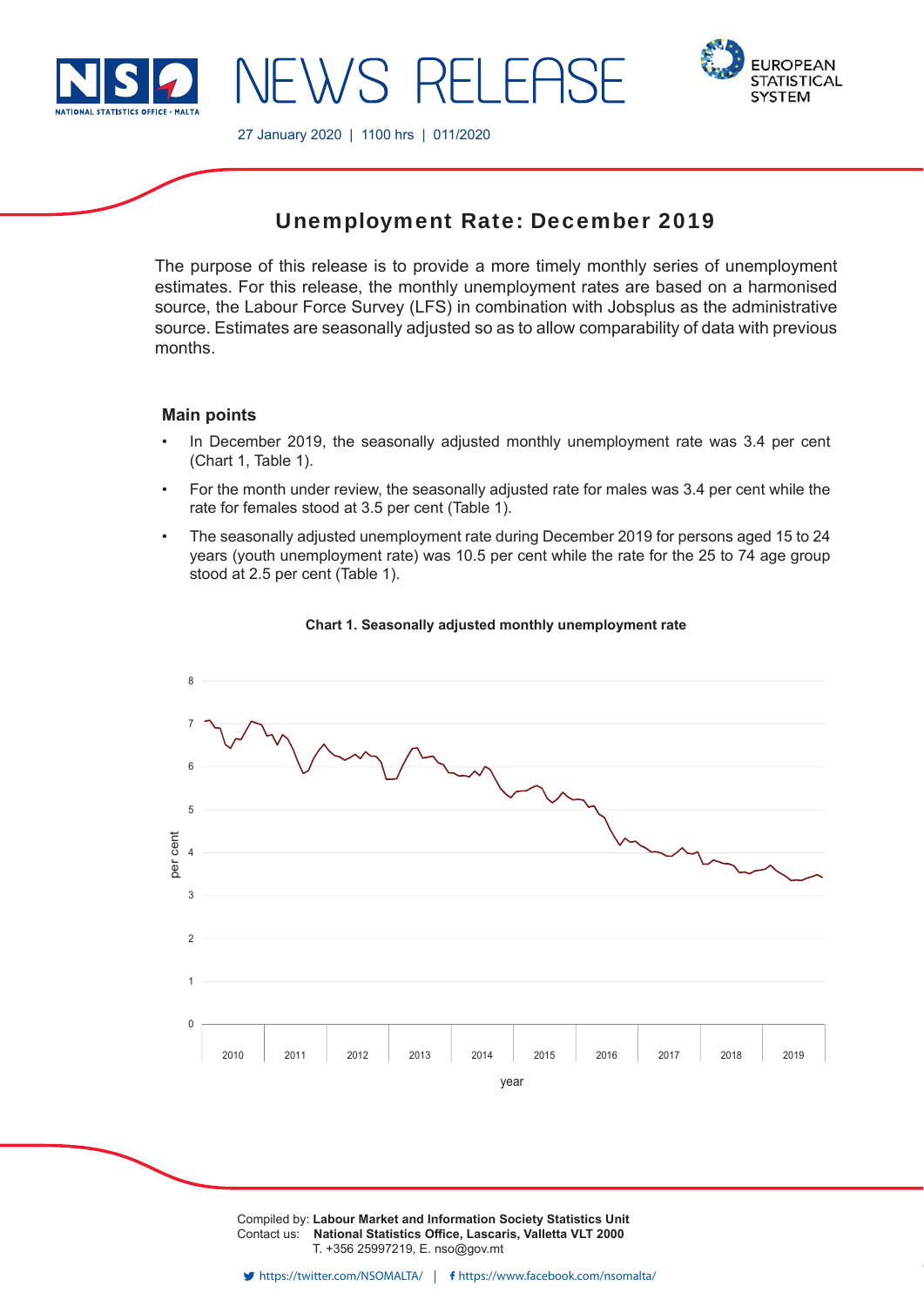NEWS RELEASE

27 January 2020 | 1100 hrs | 011/2020

# Unemployment Rate: December 2019

The purpose of this release is to provide a more timely monthly series of unemployment estimates. For this release, the monthly unemployment rates are based on a harmonised source, the Labour Force Survey (LFS) in combination with Jobsplus as the administrative source. Estimates are seasonally adjusted so as to allow comparability of data with previous months.

## Main points

- In December 2019, the seasonally adjusted monthly unemployment rate was 3.4 per cent (Chart 1, Table 1).
- For the month under review, the seasonally adjusted rate for males was 3.4 per cent while the rate for females stood at 3.5 per cent (Table 1).
- The seasonally adjusted unemployment rate during December 2019 for persons aged 15 to 24 years (youth unemployment rate) was 10.5 per cent while the rate for the 25 to 74 age group stood at 2.5 per cent (Table 1).

**Chart 1. Seasonally adjusted monthly unemployment rate**

Compiled by: **Labour Market and Information Society Statistics Unit**
Contact us: **National Statistics Office, Lascaris, Valletta VLT 2000**
T. +356 25997219, E. nso@gov.mt

https://twitter.com/NSOMALTA/ | https://www.facebook.com/nsomalta/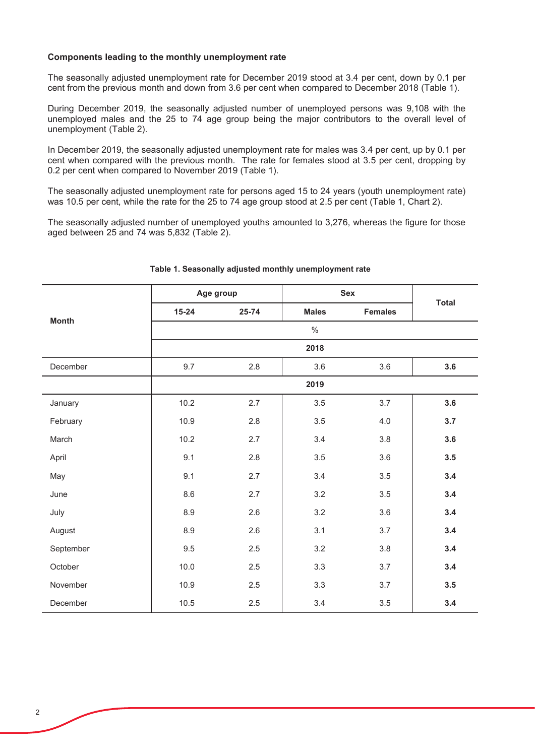**Components leading to the monthly unemployment rate**

The seasonally adjusted unemployment rate for December 2019 stood at 3.4 per cent, down by 0.1 per cent from the previous month and down from 3.6 per cent when compared to December 2018 (Table 1).

During December 2019, the seasonally adjusted number of unemployed persons was 9,108 with the unemployed males and the 25 to 74 age group being the major contributors to the overall level of unemployment (Table 2).

In December 2019, the seasonally adjusted unemployment rate for males was 3.4 per cent, up by 0.1 per cent when compared with the previous month. The rate for females stood at 3.5 per cent, dropping by 0.2 per cent when compared to November 2019 (Table 1).

The seasonally adjusted unemployment rate for persons aged 15 to 24 years (youth unemployment rate) was 10.5 per cent, while the rate for the 25 to 74 age group stood at 2.5 per cent (Table 1, Chart 2).

The seasonally adjusted number of unemployed youths amounted to 3,276, whereas the figure for those aged between 25 and 74 was 5,832 (Table 2).

**Table 1. Seasonally adjusted monthly unemployment rate**

| Month | Age group | | Sex | | Total |
|---|---|---|---|---|---|
| | 15-24 | 25-74 | Males | Females | |
| | % | | | | |
| | 2018 | | | | |
| December | 9.7 | 2.8 | 3.6 | 3.6 | **3.6** |
| | 2019 | | | | |
| January | 10.2 | 2.7 | 3.5 | 3.7 | **3.6** |
| February | 10.9 | 2.8 | 3.5 | 4.0 | **3.7** |
| March | 10.2 | 2.7 | 3.4 | 3.8 | **3.6** |
| April | 9.1 | 2.8 | 3.5 | 3.6 | **3.5** |
| May | 9.1 | 2.7 | 3.4 | 3.5 | **3.4** |
| June | 8.6 | 2.7 | 3.2 | 3.5 | **3.4** |
| July | 8.9 | 2.6 | 3.2 | 3.6 | **3.4** |
| August | 8.9 | 2.6 | 3.1 | 3.7 | **3.4** |
| September | 9.5 | 2.5 | 3.2 | 3.8 | **3.4** |
| October | 10.0 | 2.5 | 3.3 | 3.7 | **3.4** |
| November | 10.9 | 2.5 | 3.3 | 3.7 | **3.5** |
| December | 10.5 | 2.5 | 3.4 | 3.5 | **3.4** |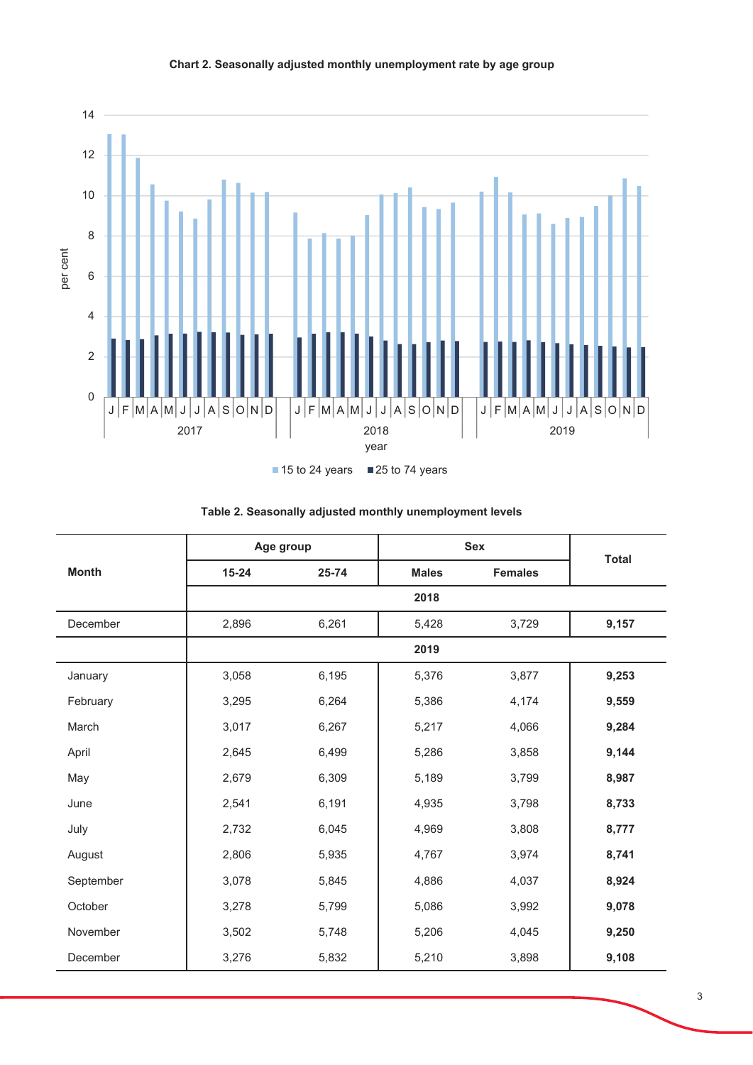**Chart 2. Seasonally adjusted monthly unemployment rate by age group**

**Table 2. Seasonally adjusted monthly unemployment levels**

| Month | Age group | | Sex | | Total |
|---|---|---|---|---|---|
| | 15-24 | 25-74 | Males | Females | |
| | | | 2018 | | |
| December | 2,896 | 6,261 | 5,428 | 3,729 | **9,157** |
| | | | 2019 | | |
| January | 3,058 | 6,195 | 5,376 | 3,877 | **9,253** |
| February | 3,295 | 6,264 | 5,386 | 4,174 | **9,559** |
| March | 3,017 | 6,267 | 5,217 | 4,066 | **9,284** |
| April | 2,645 | 6,499 | 5,286 | 3,858 | **9,144** |
| May | 2,679 | 6,309 | 5,189 | 3,799 | **8,987** |
| June | 2,541 | 6,191 | 4,935 | 3,798 | **8,733** |
| July | 2,732 | 6,045 | 4,969 | 3,808 | **8,777** |
| August | 2,806 | 5,935 | 4,767 | 3,974 | **8,741** |
| September | 3,078 | 5,845 | 4,886 | 4,037 | **8,924** |
| October | 3,278 | 5,799 | 5,086 | 3,992 | **9,078** |
| November | 3,502 | 5,748 | 5,206 | 4,045 | **9,250** |
| December | 3,276 | 5,832 | 5,210 | 3,898 | **9,108** |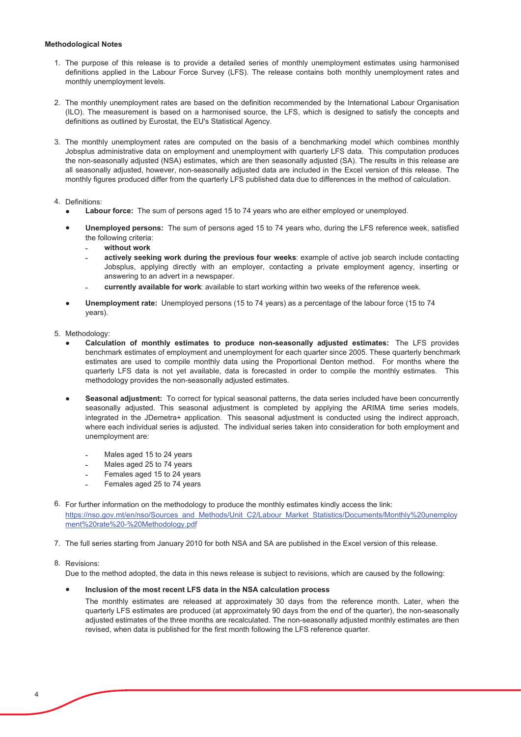**Methodological Notes**

1. The purpose of this release is to provide a detailed series of monthly unemployment estimates using harmonised definitions applied in the Labour Force Survey (LFS). The release contains both monthly unemployment rates and monthly unemployment levels.

2. The monthly unemployment rates are based on the definition recommended by the International Labour Organisation (ILO). The measurement is based on a harmonised source, the LFS, which is designed to satisfy the concepts and definitions as outlined by Eurostat, the EU's Statistical Agency.

3. The monthly unemployment rates are computed on the basis of a benchmarking model which combines monthly Jobsplus administrative data on employment and unemployment with quarterly LFS data. This computation produces the non-seasonally adjusted (NSA) estimates, which are then seasonally adjusted (SA). The results in this release are all seasonally adjusted, however, non-seasonally adjusted data are included in the Excel version of this release. The monthly figures produced differ from the quarterly LFS published data due to differences in the method of calculation.

4. Definitions:
   - **Labour force:** The sum of persons aged 15 to 74 years who are either employed or unemployed.
   - **Unemployed persons:** The sum of persons aged 15 to 74 years who, during the LFS reference week, satisfied the following criteria:
     - **without work**
     - **actively seeking work during the previous four weeks**: example of active job search include contacting Jobsplus, applying directly with an employer, contacting a private employment agency, inserting or answering to an advert in a newspaper.
     - **currently available for work**: available to start working within two weeks of the reference week.
   - **Unemployment rate:** Unemployed persons (15 to 74 years) as a percentage of the labour force (15 to 74 years).

5. Methodology:
   - **Calculation of monthly estimates to produce non-seasonally adjusted estimates:** The LFS provides benchmark estimates of employment and unemployment for each quarter since 2005. These quarterly benchmark estimates are used to compile monthly data using the Proportional Denton method. For months where the quarterly LFS data is not yet available, data is forecasted in order to compile the monthly estimates. This methodology provides the non-seasonally adjusted estimates.
   - **Seasonal adjustment:** To correct for typical seasonal patterns, the data series included have been concurrently seasonally adjusted. This seasonal adjustment is completed by applying the ARIMA time series models, integrated in the JDemetra+ application. This seasonal adjustment is conducted using the indirect approach, where each individual series is adjusted. The individual series taken into consideration for both employment and unemployment are:
     - Males aged 15 to 24 years
     - Males aged 25 to 74 years
     - Females aged 15 to 24 years
     - Females aged 25 to 74 years

6. For further information on the methodology to produce the monthly estimates kindly access the link: https://nso.gov.mt/en/nso/Sources_and_Methods/Unit_C2/Labour_Market_Statistics/Documents/Monthly%20unemployment%20rate%20-%20Methodology.pdf

7. The full series starting from January 2010 for both NSA and SA are published in the Excel version of this release.

8. Revisions:
   Due to the method adopted, the data in this news release is subject to revisions, which are caused by the following:
   - **Inclusion of the most recent LFS data in the NSA calculation process**
     The monthly estimates are released at approximately 30 days from the reference month. Later, when the quarterly LFS estimates are produced (at approximately 90 days from the end of the quarter), the non-seasonally adjusted estimates of the three months are recalculated. The non-seasonally adjusted monthly estimates are then revised, when data is published for the first month following the LFS reference quarter.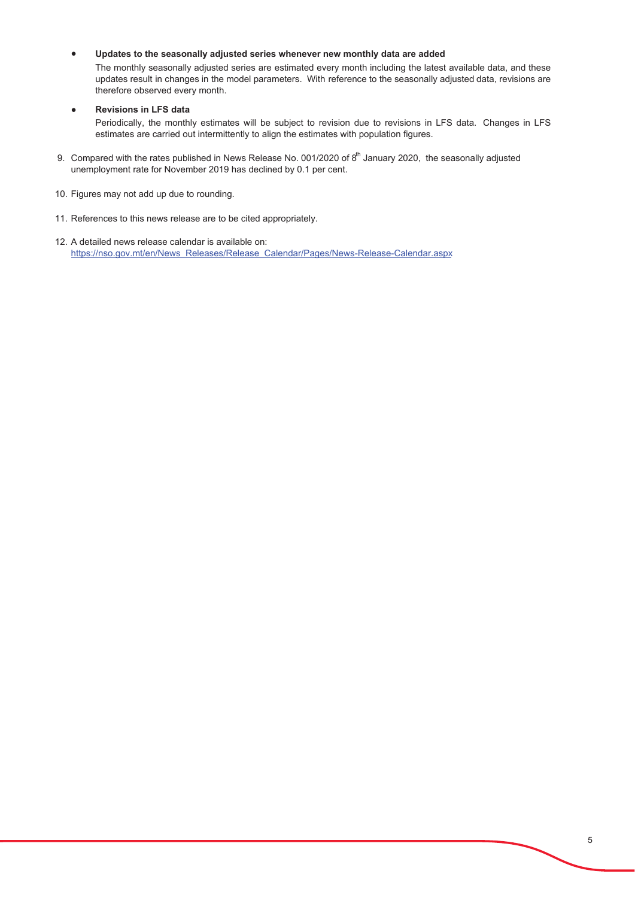- **Updates to the seasonally adjusted series whenever new monthly data are added**

  The monthly seasonally adjusted series are estimated every month including the latest available data, and these updates result in changes in the model parameters. With reference to the seasonally adjusted data, revisions are therefore observed every month.

- **Revisions in LFS data**

  Periodically, the monthly estimates will be subject to revision due to revisions in LFS data. Changes in LFS estimates are carried out intermittently to align the estimates with population figures.

9. Compared with the rates published in News Release No. 001/2020 of 8th January 2020, the seasonally adjusted unemployment rate for November 2019 has declined by 0.1 per cent.

10. Figures may not add up due to rounding.

11. References to this news release are to be cited appropriately.

12. A detailed news release calendar is available on:
    https://nso.gov.mt/en/News_Releases/Release_Calendar/Pages/News-Release-Calendar.aspx